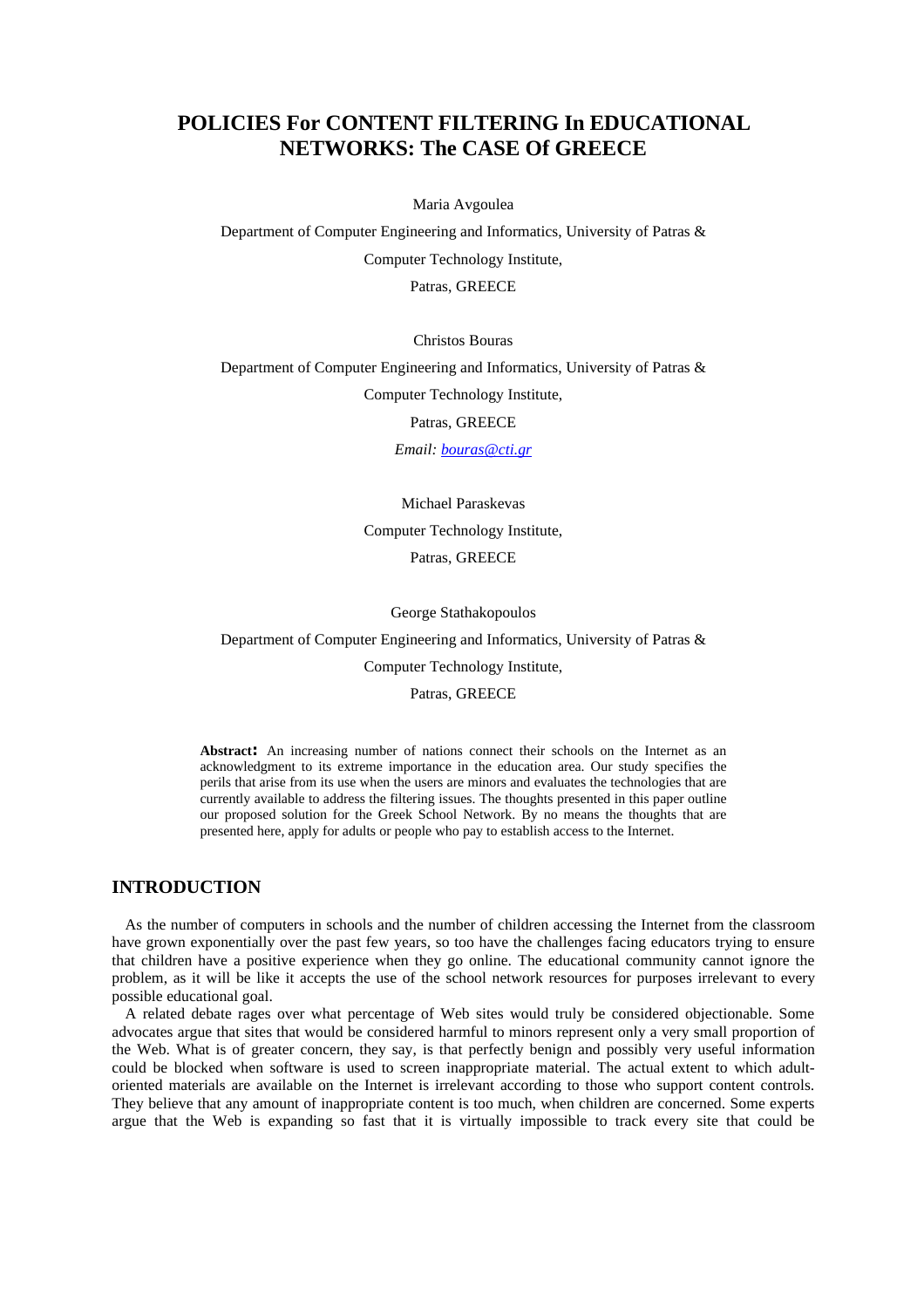# POLICIES For CONTENT FILTERING In EDUCATIONAL NETWORKS: The CASE Of GREECE

Maria Avgoulea

Department of Computer Engineering and Informatics, University of Patras &

Computer Technology Institute,

Patras, GREECE

Christos Bouras

Department of Computer Engineering and Informatics, University of Patras &

Computer Technology Institute,

Patras, GREECE

*Email: bouras@cti.gr*

Michael Paraskevas

Computer Technology Institute,

Patras, GREECE

George Stathakopoulos

Department of Computer Engineering and Informatics, University of Patras &

Computer Technology Institute,

Patras, GREECE

**Abstract:** An increasing number of nations connect their schools on the Internet as an acknowledgment to its extreme importance in the education area. Our study specifies the perils that arise from its use when the users are minors and evaluates the technologies that are currently available to address the filtering issues. The thoughts presented in this paper outline our proposed solution for the Greek School Network. By no means the thoughts that are presented here, apply for adults or people who pay to establish access to the Internet.

## INTRODUCTION

As the number of computers in schools and the number of children accessing the Internet from the classroom have grown exponentially over the past few years, so too have the challenges facing educators trying to ensure that children have a positive experience when they go online. The educational community cannot ignore the problem, as it will be like it accepts the use of the school network resources for purposes irrelevant to every possible educational goal.

A related debate rages over what percentage of Web sites would truly be considered objectionable. Some advocates argue that sites that would be considered harmful to minors represent only a very small proportion of the Web. What is of greater concern, they say, is that perfectly benign and possibly very useful information could be blocked when software is used to screen inappropriate material. The actual extent to which adult-oriented materials are available on the Internet is irrelevant according to those who support content controls. They believe that any amount of inappropriate content is too much, when children are concerned. Some experts argue that the Web is expanding so fast that it is virtually impossible to track every site that could be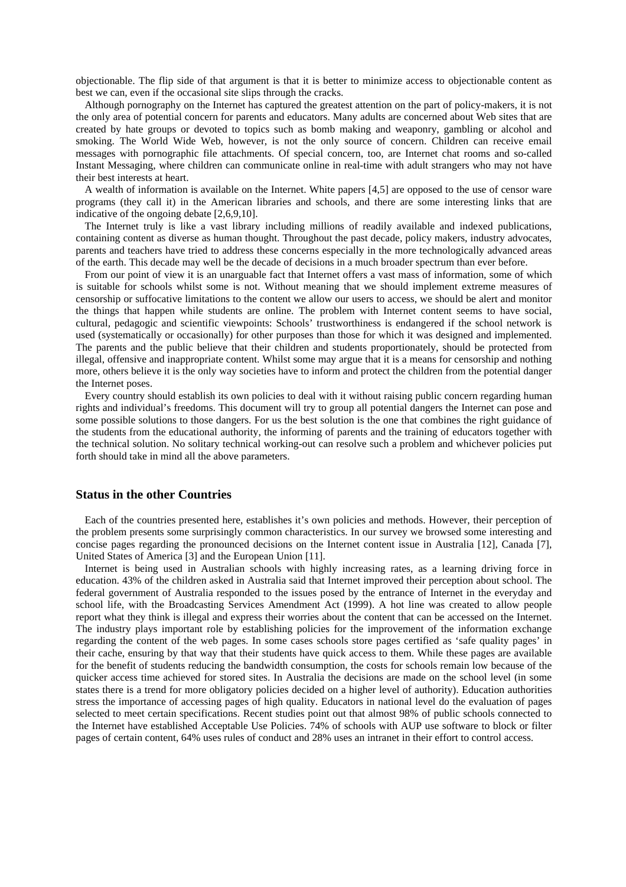objectionable. The flip side of that argument is that it is better to minimize access to objectionable content as best we can, even if the occasional site slips through the cracks.

Although pornography on the Internet has captured the greatest attention on the part of policy-makers, it is not the only area of potential concern for parents and educators. Many adults are concerned about Web sites that are created by hate groups or devoted to topics such as bomb making and weaponry, gambling or alcohol and smoking. The World Wide Web, however, is not the only source of concern. Children can receive email messages with pornographic file attachments. Of special concern, too, are Internet chat rooms and so-called Instant Messaging, where children can communicate online in real-time with adult strangers who may not have their best interests at heart.

A wealth of information is available on the Internet. White papers [4,5] are opposed to the use of censor ware programs (they call it) in the American libraries and schools, and there are some interesting links that are indicative of the ongoing debate [2,6,9,10].

The Internet truly is like a vast library including millions of readily available and indexed publications, containing content as diverse as human thought. Throughout the past decade, policy makers, industry advocates, parents and teachers have tried to address these concerns especially in the more technologically advanced areas of the earth. This decade may well be the decade of decisions in a much broader spectrum than ever before.

From our point of view it is an unarguable fact that Internet offers a vast mass of information, some of which is suitable for schools whilst some is not. Without meaning that we should implement extreme measures of censorship or suffocative limitations to the content we allow our users to access, we should be alert and monitor the things that happen while students are online. The problem with Internet content seems to have social, cultural, pedagogic and scientific viewpoints: Schools' trustworthiness is endangered if the school network is used (systematically or occasionally) for other purposes than those for which it was designed and implemented. The parents and the public believe that their children and students proportionately, should be protected from illegal, offensive and inappropriate content. Whilst some may argue that it is a means for censorship and nothing more, others believe it is the only way societies have to inform and protect the children from the potential danger the Internet poses.

Every country should establish its own policies to deal with it without raising public concern regarding human rights and individual's freedoms. This document will try to group all potential dangers the Internet can pose and some possible solutions to those dangers. For us the best solution is the one that combines the right guidance of the students from the educational authority, the informing of parents and the training of educators together with the technical solution. No solitary technical working-out can resolve such a problem and whichever policies put forth should take in mind all the above parameters.

## Status in the other Countries

Each of the countries presented here, establishes it's own policies and methods. However, their perception of the problem presents some surprisingly common characteristics. In our survey we browsed some interesting and concise pages regarding the pronounced decisions on the Internet content issue in Australia [12], Canada [7], United States of America [3] and the European Union [11].

Internet is being used in Australian schools with highly increasing rates, as a learning driving force in education. 43% of the children asked in Australia said that Internet improved their perception about school. The federal government of Australia responded to the issues posed by the entrance of Internet in the everyday and school life, with the Broadcasting Services Amendment Act (1999). A hot line was created to allow people report what they think is illegal and express their worries about the content that can be accessed on the Internet. The industry plays important role by establishing policies for the improvement of the information exchange regarding the content of the web pages. In some cases schools store pages certified as 'safe quality pages' in their cache, ensuring by that way that their students have quick access to them. While these pages are available for the benefit of students reducing the bandwidth consumption, the costs for schools remain low because of the quicker access time achieved for stored sites. In Australia the decisions are made on the school level (in some states there is a trend for more obligatory policies decided on a higher level of authority). Education authorities stress the importance of accessing pages of high quality. Educators in national level do the evaluation of pages selected to meet certain specifications. Recent studies point out that almost 98% of public schools connected to the Internet have established Acceptable Use Policies. 74% of schools with AUP use software to block or filter pages of certain content, 64% uses rules of conduct and 28% uses an intranet in their effort to control access.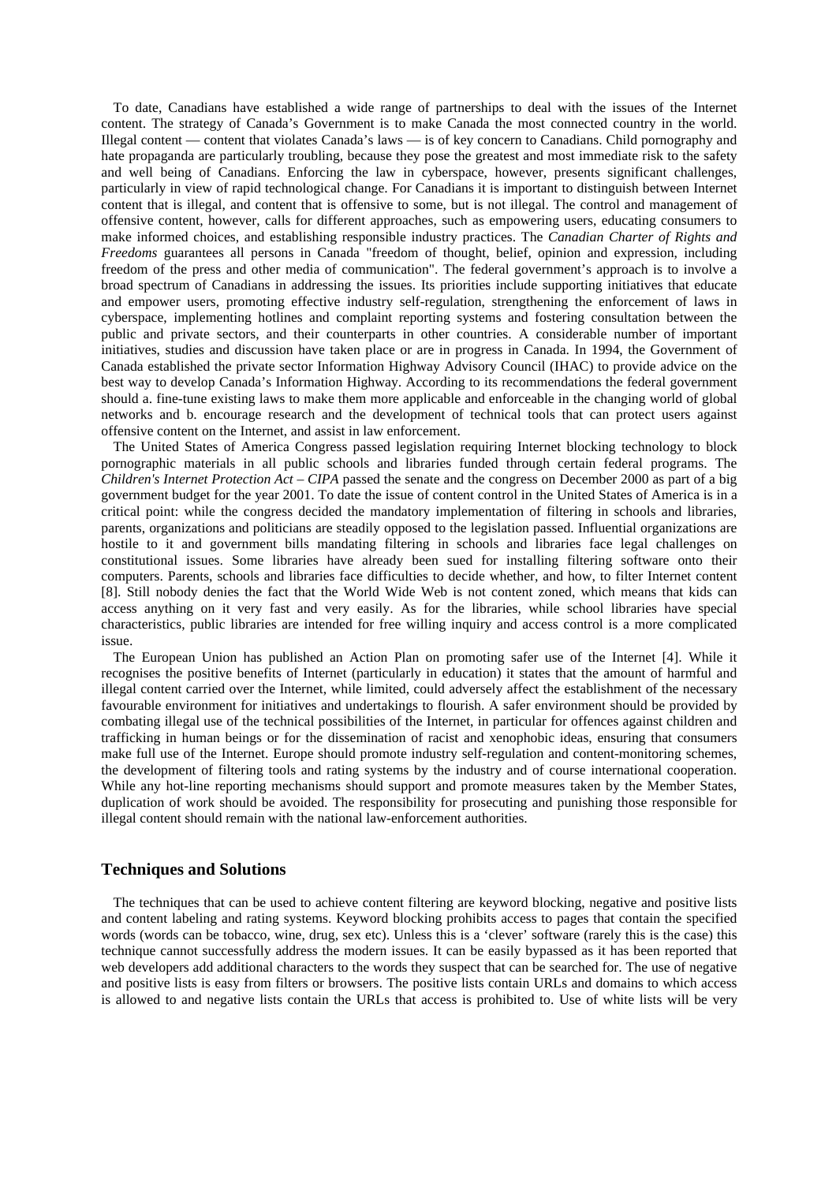To date, Canadians have established a wide range of partnerships to deal with the issues of the Internet content. The strategy of Canada's Government is to make Canada the most connected country in the world. Illegal content — content that violates Canada's laws — is of key concern to Canadians. Child pornography and hate propaganda are particularly troubling, because they pose the greatest and most immediate risk to the safety and well being of Canadians. Enforcing the law in cyberspace, however, presents significant challenges, particularly in view of rapid technological change. For Canadians it is important to distinguish between Internet content that is illegal, and content that is offensive to some, but is not illegal. The control and management of offensive content, however, calls for different approaches, such as empowering users, educating consumers to make informed choices, and establishing responsible industry practices. The *Canadian Charter of Rights and Freedoms* guarantees all persons in Canada "freedom of thought, belief, opinion and expression, including freedom of the press and other media of communication". The federal government's approach is to involve a broad spectrum of Canadians in addressing the issues. Its priorities include supporting initiatives that educate and empower users, promoting effective industry self-regulation, strengthening the enforcement of laws in cyberspace, implementing hotlines and complaint reporting systems and fostering consultation between the public and private sectors, and their counterparts in other countries. A considerable number of important initiatives, studies and discussion have taken place or are in progress in Canada. In 1994, the Government of Canada established the private sector Information Highway Advisory Council (IHAC) to provide advice on the best way to develop Canada's Information Highway. According to its recommendations the federal government should a. fine-tune existing laws to make them more applicable and enforceable in the changing world of global networks and b. encourage research and the development of technical tools that can protect users against offensive content on the Internet, and assist in law enforcement.

The United States of America Congress passed legislation requiring Internet blocking technology to block pornographic materials in all public schools and libraries funded through certain federal programs. The *Children's Internet Protection Act – CIPA* passed the senate and the congress on December 2000 as part of a big government budget for the year 2001. To date the issue of content control in the United States of America is in a critical point: while the congress decided the mandatory implementation of filtering in schools and libraries, parents, organizations and politicians are steadily opposed to the legislation passed. Influential organizations are hostile to it and government bills mandating filtering in schools and libraries face legal challenges on constitutional issues. Some libraries have already been sued for installing filtering software onto their computers. Parents, schools and libraries face difficulties to decide whether, and how, to filter Internet content [8]. Still nobody denies the fact that the World Wide Web is not content zoned, which means that kids can access anything on it very fast and very easily. As for the libraries, while school libraries have special characteristics, public libraries are intended for free willing inquiry and access control is a more complicated issue.

The European Union has published an Action Plan on promoting safer use of the Internet [4]. While it recognises the positive benefits of Internet (particularly in education) it states that the amount of harmful and illegal content carried over the Internet, while limited, could adversely affect the establishment of the necessary favourable environment for initiatives and undertakings to flourish. A safer environment should be provided by combating illegal use of the technical possibilities of the Internet, in particular for offences against children and trafficking in human beings or for the dissemination of racist and xenophobic ideas, ensuring that consumers make full use of the Internet. Europe should promote industry self-regulation and content-monitoring schemes, the development of filtering tools and rating systems by the industry and of course international cooperation. While any hot-line reporting mechanisms should support and promote measures taken by the Member States, duplication of work should be avoided. The responsibility for prosecuting and punishing those responsible for illegal content should remain with the national law-enforcement authorities.

## Techniques and Solutions

The techniques that can be used to achieve content filtering are keyword blocking, negative and positive lists and content labeling and rating systems. Keyword blocking prohibits access to pages that contain the specified words (words can be tobacco, wine, drug, sex etc). Unless this is a 'clever' software (rarely this is the case) this technique cannot successfully address the modern issues. It can be easily bypassed as it has been reported that web developers add additional characters to the words they suspect that can be searched for. The use of negative and positive lists is easy from filters or browsers. The positive lists contain URLs and domains to which access is allowed to and negative lists contain the URLs that access is prohibited to. Use of white lists will be very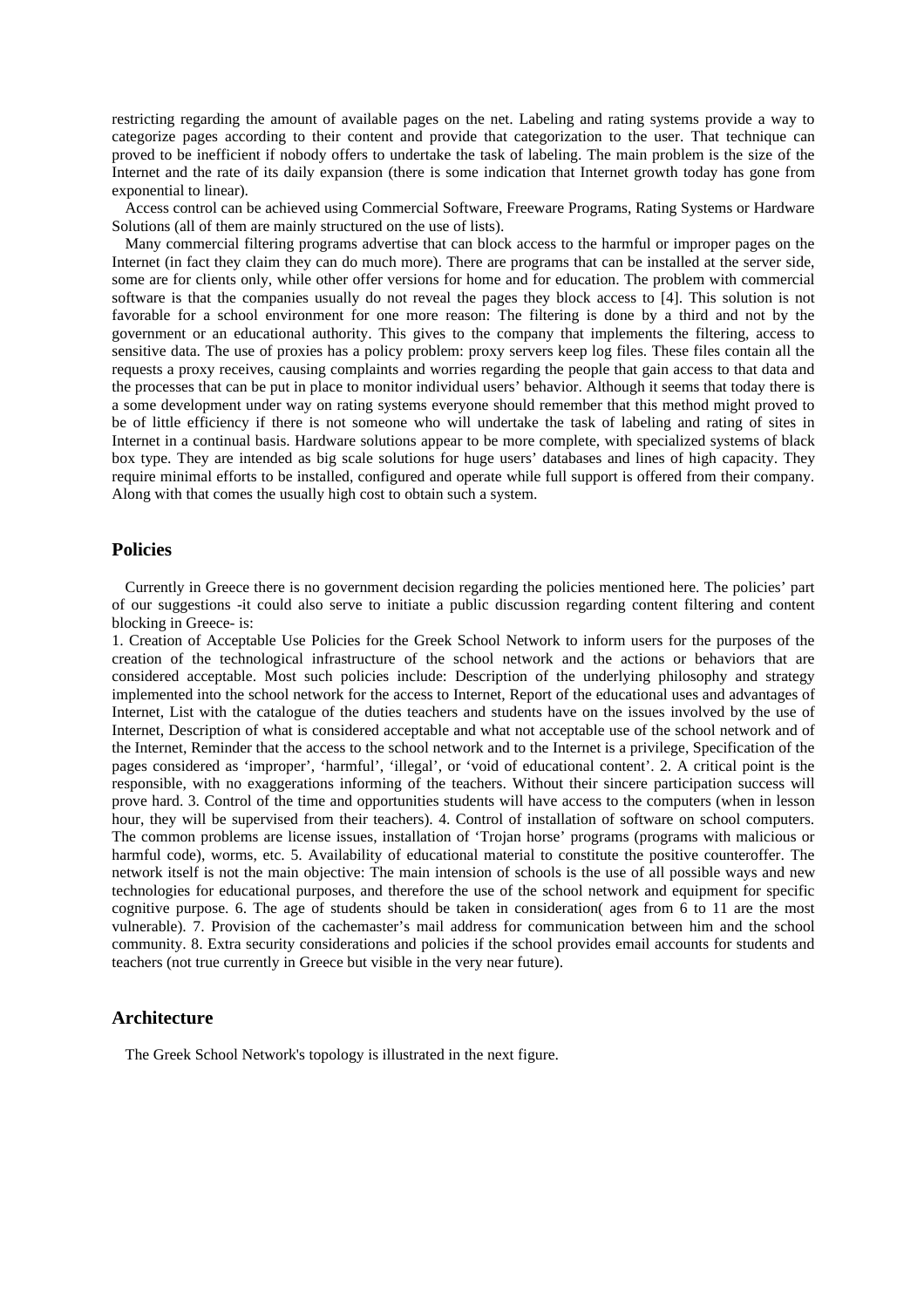restricting regarding the amount of available pages on the net. Labeling and rating systems provide a way to categorize pages according to their content and provide that categorization to the user. That technique can proved to be inefficient if nobody offers to undertake the task of labeling. The main problem is the size of the Internet and the rate of its daily expansion (there is some indication that Internet growth today has gone from exponential to linear).

Access control can be achieved using Commercial Software, Freeware Programs, Rating Systems or Hardware Solutions (all of them are mainly structured on the use of lists).

Many commercial filtering programs advertise that can block access to the harmful or improper pages on the Internet (in fact they claim they can do much more). There are programs that can be installed at the server side, some are for clients only, while other offer versions for home and for education. The problem with commercial software is that the companies usually do not reveal the pages they block access to [4]. This solution is not favorable for a school environment for one more reason: The filtering is done by a third and not by the government or an educational authority. This gives to the company that implements the filtering, access to sensitive data. The use of proxies has a policy problem: proxy servers keep log files. These files contain all the requests a proxy receives, causing complaints and worries regarding the people that gain access to that data and the processes that can be put in place to monitor individual users' behavior. Although it seems that today there is a some development under way on rating systems everyone should remember that this method might proved to be of little efficiency if there is not someone who will undertake the task of labeling and rating of sites in Internet in a continual basis. Hardware solutions appear to be more complete, with specialized systems of black box type. They are intended as big scale solutions for huge users' databases and lines of high capacity. They require minimal efforts to be installed, configured and operate while full support is offered from their company. Along with that comes the usually high cost to obtain such a system.

## Policies

Currently in Greece there is no government decision regarding the policies mentioned here. The policies' part of our suggestions -it could also serve to initiate a public discussion regarding content filtering and content blocking in Greece- is:

1. Creation of Acceptable Use Policies for the Greek School Network to inform users for the purposes of the creation of the technological infrastructure of the school network and the actions or behaviors that are considered acceptable. Most such policies include: Description of the underlying philosophy and strategy implemented into the school network for the access to Internet, Report of the educational uses and advantages of Internet, List with the catalogue of the duties teachers and students have on the issues involved by the use of Internet, Description of what is considered acceptable and what not acceptable use of the school network and of the Internet, Reminder that the access to the school network and to the Internet is a privilege, Specification of the pages considered as 'improper', 'harmful', 'illegal', or 'void of educational content'. 2. A critical point is the responsible, with no exaggerations informing of the teachers. Without their sincere participation success will prove hard. 3. Control of the time and opportunities students will have access to the computers (when in lesson hour, they will be supervised from their teachers). 4. Control of installation of software on school computers. The common problems are license issues, installation of 'Trojan horse' programs (programs with malicious or harmful code), worms, etc. 5. Availability of educational material to constitute the positive counteroffer. The network itself is not the main objective: The main intension of schools is the use of all possible ways and new technologies for educational purposes, and therefore the use of the school network and equipment for specific cognitive purpose. 6. The age of students should be taken in consideration( ages from 6 to 11 are the most vulnerable). 7. Provision of the cachemaster's mail address for communication between him and the school community. 8. Extra security considerations and policies if the school provides email accounts for students and teachers (not true currently in Greece but visible in the very near future).

## Architecture

The Greek School Network's topology is illustrated in the next figure.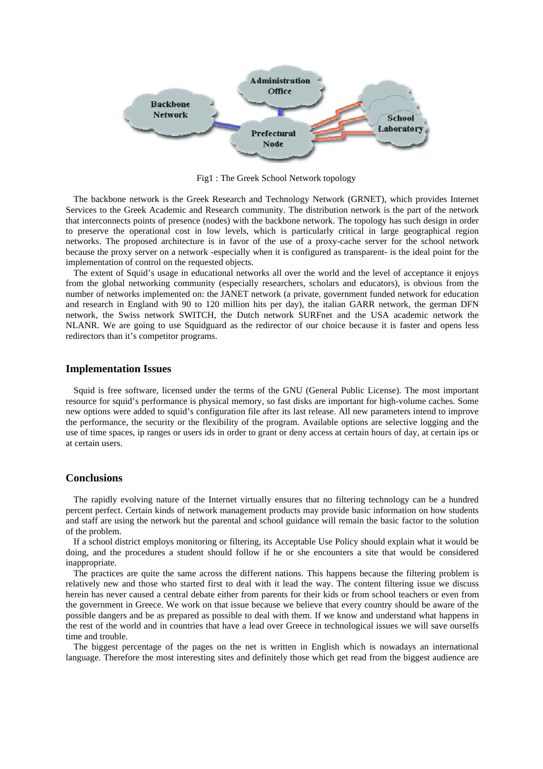Fig1 : The Greek School Network topology

The backbone network is the Greek Research and Technology Network (GRNET), which provides Internet Services to the Greek Academic and Research community. The distribution network is the part of the network that interconnects points of presence (nodes) with the backbone network. The topology has such design in order to preserve the operational cost in low levels, which is particularly critical in large geographical region networks. The proposed architecture is in favor of the use of a proxy-cache server for the school network because the proxy server on a network -especially when it is configured as transparent- is the ideal point for the implementation of control on the requested objects.

The extent of Squid's usage in educational networks all over the world and the level of acceptance it enjoys from the global networking community (especially researchers, scholars and educators), is obvious from the number of networks implemented on: the JANET network (a private, government funded network for education and research in England with 90 to 120 million hits per day), the italian GARR network, the german DFN network, the Swiss network SWITCH, the Dutch network SURFnet and the USA academic network the NLANR. We are going to use Squidguard as the redirector of our choice because it is faster and opens less redirectors than it's competitor programs.

## Implementation Issues

Squid is free software, licensed under the terms of the GNU (General Public License). The most important resource for squid's performance is physical memory, so fast disks are important for high-volume caches. Some new options were added to squid's configuration file after its last release. All new parameters intend to improve the performance, the security or the flexibility of the program. Available options are selective logging and the use of time spaces, ip ranges or users ids in order to grant or deny access at certain hours of day, at certain ips or at certain users.

## Conclusions

The rapidly evolving nature of the Internet virtually ensures that no filtering technology can be a hundred percent perfect. Certain kinds of network management products may provide basic information on how students and staff are using the network but the parental and school guidance will remain the basic factor to the solution of the problem.

If a school district employs monitoring or filtering, its Acceptable Use Policy should explain what it would be doing, and the procedures a student should follow if he or she encounters a site that would be considered inappropriate.

The practices are quite the same across the different nations. This happens because the filtering problem is relatively new and those who started first to deal with it lead the way. The content filtering issue we discuss herein has never caused a central debate either from parents for their kids or from school teachers or even from the government in Greece. We work on that issue because we believe that every country should be aware of the possible dangers and be as prepared as possible to deal with them. If we know and understand what happens in the rest of the world and in countries that have a lead over Greece in technological issues we will save ourselfs time and trouble.

The biggest percentage of the pages on the net is written in English which is nowadays an international language. Therefore the most interesting sites and definitely those which get read from the biggest audience are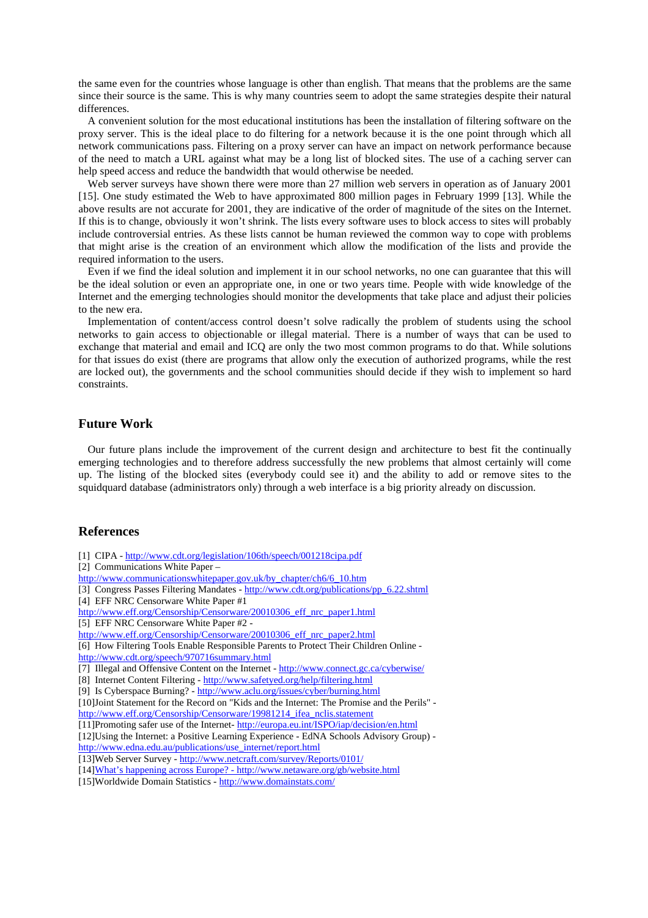the same even for the countries whose language is other than english. That means that the problems are the same since their source is the same. This is why many countries seem to adopt the same strategies despite their natural differences.

A convenient solution for the most educational institutions has been the installation of filtering software on the proxy server. This is the ideal place to do filtering for a network because it is the one point through which all network communications pass. Filtering on a proxy server can have an impact on network performance because of the need to match a URL against what may be a long list of blocked sites. The use of a caching server can help speed access and reduce the bandwidth that would otherwise be needed.

Web server surveys have shown there were more than 27 million web servers in operation as of January 2001 [15]. One study estimated the Web to have approximated 800 million pages in February 1999 [13]. While the above results are not accurate for 2001, they are indicative of the order of magnitude of the sites on the Internet. If this is to change, obviously it won't shrink. The lists every software uses to block access to sites will probably include controversial entries. As these lists cannot be human reviewed the common way to cope with problems that might arise is the creation of an environment which allow the modification of the lists and provide the required information to the users.

Even if we find the ideal solution and implement it in our school networks, no one can guarantee that this will be the ideal solution or even an appropriate one, in one or two years time. People with wide knowledge of the Internet and the emerging technologies should monitor the developments that take place and adjust their policies to the new era.

Implementation of content/access control doesn't solve radically the problem of students using the school networks to gain access to objectionable or illegal material. There is a number of ways that can be used to exchange that material and email and ICQ are only the two most common programs to do that. While solutions for that issues do exist (there are programs that allow only the execution of authorized programs, while the rest are locked out), the governments and the school communities should decide if they wish to implement so hard constraints.

## Future Work

Our future plans include the improvement of the current design and architecture to best fit the continually emerging technologies and to therefore address successfully the new problems that almost certainly will come up. The listing of the blocked sites (everybody could see it) and the ability to add or remove sites to the squidquard database (administrators only) through a web interface is a big priority already on discussion.

## References

[1] CIPA - http://www.cdt.org/legislation/106th/speech/001218cipa.pdf
[2] Communications White Paper – http://www.communicationswhitepaper.gov.uk/by_chapter/ch6/6_10.htm
[3] Congress Passes Filtering Mandates - http://www.cdt.org/publications/pp_6.22.shtml
[4] EFF NRC Censorware White Paper #1 http://www.eff.org/Censorship/Censorware/20010306_eff_nrc_paper1.html
[5] EFF NRC Censorware White Paper #2 - http://www.eff.org/Censorship/Censorware/20010306_eff_nrc_paper2.html
[6] How Filtering Tools Enable Responsible Parents to Protect Their Children Online - http://www.cdt.org/speech/970716summary.html
[7] Illegal and Offensive Content on the Internet - http://www.connect.gc.ca/cyberwise/
[8] Internet Content Filtering - http://www.safetyed.org/help/filtering.html
[9] Is Cyberspace Burning? - http://www.aclu.org/issues/cyber/burning.html
[10] Joint Statement for the Record on "Kids and the Internet: The Promise and the Perils" - http://www.eff.org/Censorship/Censorware/19981214_ifea_nclis.statement
[11] Promoting safer use of the Internet- http://europa.eu.int/ISPO/iap/decision/en.html
[12] Using the Internet: a Positive Learning Experience - EdNA Schools Advisory Group) - http://www.edna.edu.au/publications/use_internet/report.html
[13] Web Server Survey - http://www.netcraft.com/survey/Reports/0101/
[14] What's happening across Europe? - http://www.netaware.org/gb/website.html
[15] Worldwide Domain Statistics - http://www.domainstats.com/